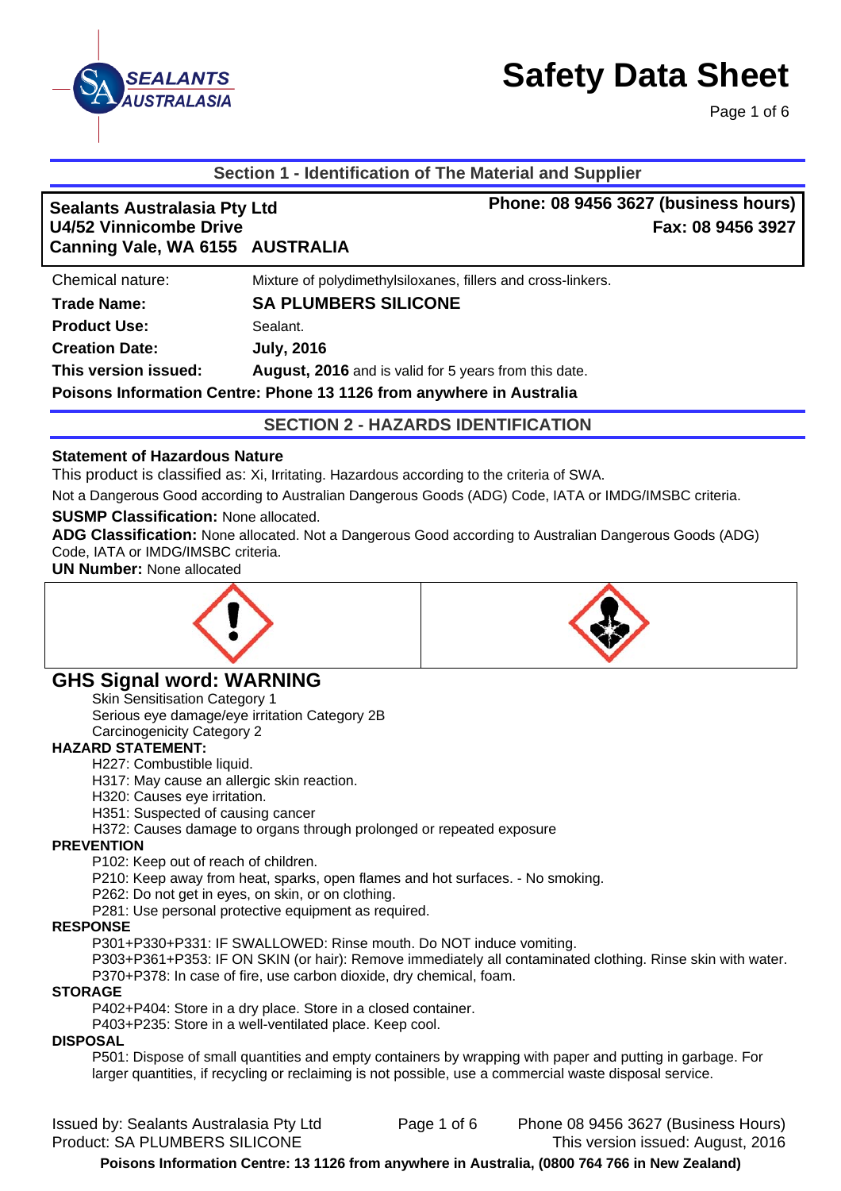# Safety Data Sheet

SEALANTS AUSTRALASIA

## Section 1 - Identification of The Material and Supplier

**Sealants Australasia Pty Ltd**
**U4/52 Vinnicombe Drive**
**Canning Vale, WA 6155 AUSTRALIA**

**Phone: 08 9456 3627 (business hours)**
**Fax: 08 9456 3927**

| | |
|---|---|
| Chemical nature: | Mixture of polydimethylsiloxanes, fillers and cross-linkers. |
| **Trade Name:** | **SA PLUMBERS SILICONE** |
| **Product Use:** | Sealant. |
| **Creation Date:** | **July, 2016** |
| **This version issued:** | **August, 2016** and is valid for 5 years from this date. |

**Poisons Information Centre: Phone 13 1126 from anywhere in Australia**

## SECTION 2 - HAZARDS IDENTIFICATION

**Statement of Hazardous Nature**

This product is classified as: Xi, Irritating. Hazardous according to the criteria of SWA.

Not a Dangerous Good according to Australian Dangerous Goods (ADG) Code, IATA or IMDG/IMSBC criteria.

**SUSMP Classification:** None allocated.

**ADG Classification:** None allocated. Not a Dangerous Good according to Australian Dangerous Goods (ADG) Code, IATA or IMDG/IMSBC criteria.

**UN Number:** None allocated

## GHS Signal word: WARNING

Skin Sensitisation Category 1
Serious eye damage/eye irritation Category 2B
Carcinogenicity Category 2

**HAZARD STATEMENT:**

H227: Combustible liquid.
H317: May cause an allergic skin reaction.
H320: Causes eye irritation.
H351: Suspected of causing cancer
H372: Causes damage to organs through prolonged or repeated exposure

**PREVENTION**

P102: Keep out of reach of children.
P210: Keep away from heat, sparks, open flames and hot surfaces. - No smoking.
P262: Do not get in eyes, on skin, or on clothing.
P281: Use personal protective equipment as required.

**RESPONSE**

P301+P330+P331: IF SWALLOWED: Rinse mouth. Do NOT induce vomiting.
P303+P361+P353: IF ON SKIN (or hair): Remove immediately all contaminated clothing. Rinse skin with water.
P370+P378: In case of fire, use carbon dioxide, dry chemical, foam.

**STORAGE**

P402+P404: Store in a dry place. Store in a closed container.
P403+P235: Store in a well-ventilated place. Keep cool.

**DISPOSAL**

P501: Dispose of small quantities and empty containers by wrapping with paper and putting in garbage. For larger quantities, if recycling or reclaiming is not possible, use a commercial waste disposal service.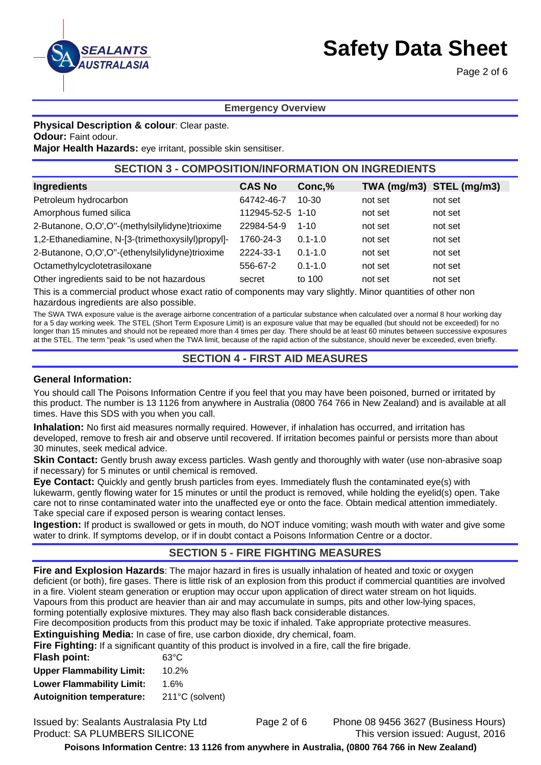## Emergency Overview

**Physical Description & colour**: Clear paste.
**Odour:** Faint odour.
**Major Health Hazards:** eye irritant, possible skin sensitiser.

## SECTION 3 - COMPOSITION/INFORMATION ON INGREDIENTS

| Ingredients | CAS No | Conc,% | TWA (mg/m3) | STEL (mg/m3) |
|---|---|---|---|---|
| Petroleum hydrocarbon | 64742-46-7 | 10-30 | not set | not set |
| Amorphous fumed silica | 112945-52-5 | 1-10 | not set | not set |
| 2-Butanone, O,O',O''-(methylsilylidyne)trioxime | 22984-54-9 | 1-10 | not set | not set |
| 1,2-Ethanediamine, N-[3-(trimethoxysilyl)propyl]- | 1760-24-3 | 0.1-1.0 | not set | not set |
| 2-Butanone, O,O',O''-(ethenylsilylidyne)trioxime | 2224-33-1 | 0.1-1.0 | not set | not set |
| Octamethylcyclotetrasiloxane | 556-67-2 | 0.1-1.0 | not set | not set |
| Other ingredients said to be not hazardous | secret | to 100 | not set | not set |

This is a commercial product whose exact ratio of components may vary slightly. Minor quantities of other non hazardous ingredients are also possible.

The SWA TWA exposure value is the average airborne concentration of a particular substance when calculated over a normal 8 hour working day for a 5 day working week. The STEL (Short Term Exposure Limit) is an exposure value that may be equalled (but should not be exceeded) for no longer than 15 minutes and should not be repeated more than 4 times per day. There should be at least 60 minutes between successive exposures at the STEL. The term "peak "is used when the TWA limit, because of the rapid action of the substance, should never be exceeded, even briefly.

## SECTION 4 - FIRST AID MEASURES

### General Information:

You should call The Poisons Information Centre if you feel that you may have been poisoned, burned or irritated by this product. The number is 13 1126 from anywhere in Australia (0800 764 766 in New Zealand) and is available at all times. Have this SDS with you when you call.

**Inhalation:** No first aid measures normally required. However, if inhalation has occurred, and irritation has developed, remove to fresh air and observe until recovered. If irritation becomes painful or persists more than about 30 minutes, seek medical advice.

**Skin Contact:** Gently brush away excess particles. Wash gently and thoroughly with water (use non-abrasive soap if necessary) for 5 minutes or until chemical is removed.

**Eye Contact:** Quickly and gently brush particles from eyes. Immediately flush the contaminated eye(s) with lukewarm, gently flowing water for 15 minutes or until the product is removed, while holding the eyelid(s) open. Take care not to rinse contaminated water into the unaffected eye or onto the face. Obtain medical attention immediately. Take special care if exposed person is wearing contact lenses.

**Ingestion:** If product is swallowed or gets in mouth, do NOT induce vomiting; wash mouth with water and give some water to drink. If symptoms develop, or if in doubt contact a Poisons Information Centre or a doctor.

## SECTION 5 - FIRE FIGHTING MEASURES

**Fire and Explosion Hazards**: The major hazard in fires is usually inhalation of heated and toxic or oxygen deficient (or both), fire gases. There is little risk of an explosion from this product if commercial quantities are involved in a fire. Violent steam generation or eruption may occur upon application of direct water stream on hot liquids. Vapours from this product are heavier than air and may accumulate in sumps, pits and other low-lying spaces, forming potentially explosive mixtures. They may also flash back considerable distances.
Fire decomposition products from this product may be toxic if inhaled. Take appropriate protective measures.

**Extinguishing Media:** In case of fire, use carbon dioxide, dry chemical, foam.

**Fire Fighting:** If a significant quantity of this product is involved in a fire, call the fire brigade.

**Flash point:** 63°C
**Upper Flammability Limit:** 10.2%
**Lower Flammability Limit:** 1.6%
**Autoignition temperature:** 211°C (solvent)

Issued by: Sealants Australasia Pty Ltd — Phone 08 9456 3627 (Business Hours)
Product: SA PLUMBERS SILICONE — This version issued: August, 2016

**Poisons Information Centre: 13 1126 from anywhere in Australia, (0800 764 766 in New Zealand)**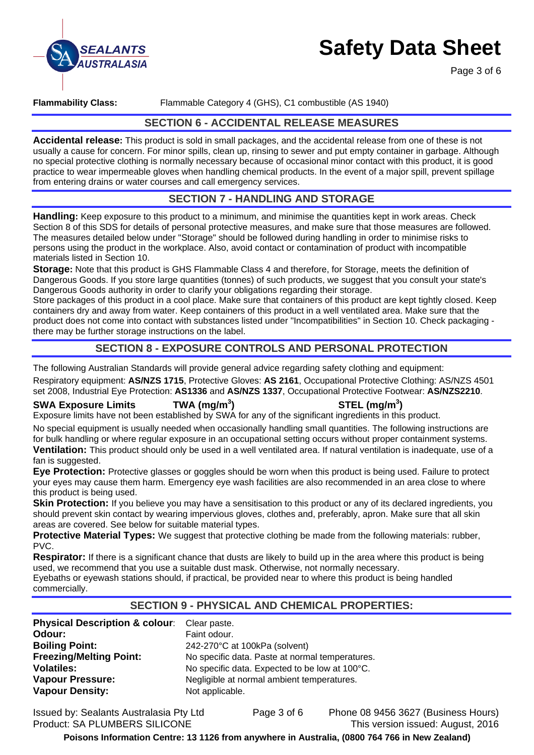**Flammability Class:** Flammable Category 4 (GHS), C1 combustible (AS 1940)

## SECTION 6 - ACCIDENTAL RELEASE MEASURES

**Accidental release:** This product is sold in small packages, and the accidental release from one of these is not usually a cause for concern. For minor spills, clean up, rinsing to sewer and put empty container in garbage. Although no special protective clothing is normally necessary because of occasional minor contact with this product, it is good practice to wear impermeable gloves when handling chemical products. In the event of a major spill, prevent spillage from entering drains or water courses and call emergency services.

## SECTION 7 - HANDLING AND STORAGE

**Handling:** Keep exposure to this product to a minimum, and minimise the quantities kept in work areas. Check Section 8 of this SDS for details of personal protective measures, and make sure that those measures are followed. The measures detailed below under "Storage" should be followed during handling in order to minimise risks to persons using the product in the workplace. Also, avoid contact or contamination of product with incompatible materials listed in Section 10.

**Storage:** Note that this product is GHS Flammable Class 4 and therefore, for Storage, meets the definition of Dangerous Goods. If you store large quantities (tonnes) of such products, we suggest that you consult your state's Dangerous Goods authority in order to clarify your obligations regarding their storage.

Store packages of this product in a cool place. Make sure that containers of this product are kept tightly closed. Keep containers dry and away from water. Keep containers of this product in a well ventilated area. Make sure that the product does not come into contact with substances listed under "Incompatibilities" in Section 10. Check packaging - there may be further storage instructions on the label.

## SECTION 8 - EXPOSURE CONTROLS AND PERSONAL PROTECTION

The following Australian Standards will provide general advice regarding safety clothing and equipment:

Respiratory equipment: **AS/NZS 1715**, Protective Gloves: **AS 2161**, Occupational Protective Clothing: AS/NZS 4501 set 2008, Industrial Eye Protection: **AS1336** and **AS/NZS 1337**, Occupational Protective Footwear: **AS/NZS2210**.

| **SWA Exposure Limits** | **TWA ($mg/m^3$)** | **STEL ($mg/m^3$)** |
|---|---|---|

Exposure limits have not been established by SWA for any of the significant ingredients in this product.

No special equipment is usually needed when occasionally handling small quantities. The following instructions are for bulk handling or where regular exposure in an occupational setting occurs without proper containment systems.

**Ventilation:** This product should only be used in a well ventilated area. If natural ventilation is inadequate, use of a fan is suggested.

**Eye Protection:** Protective glasses or goggles should be worn when this product is being used. Failure to protect your eyes may cause them harm. Emergency eye wash facilities are also recommended in an area close to where this product is being used.

**Skin Protection:** If you believe you may have a sensitisation to this product or any of its declared ingredients, you should prevent skin contact by wearing impervious gloves, clothes and, preferably, apron. Make sure that all skin areas are covered. See below for suitable material types.

**Protective Material Types:** We suggest that protective clothing be made from the following materials: rubber, PVC.

**Respirator:** If there is a significant chance that dusts are likely to build up in the area where this product is being used, we recommend that you use a suitable dust mask. Otherwise, not normally necessary.

Eyebaths or eyewash stations should, if practical, be provided near to where this product is being handled commercially.

## SECTION 9 - PHYSICAL AND CHEMICAL PROPERTIES:

| | |
|---|---|
| **Physical Description & colour**: | Clear paste. |
| **Odour:** | Faint odour. |
| **Boiling Point:** | 242-270°C at 100kPa (solvent) |
| **Freezing/Melting Point:** | No specific data. Paste at normal temperatures. |
| **Volatiles:** | No specific data. Expected to be low at 100°C. |
| **Vapour Pressure:** | Negligible at normal ambient temperatures. |
| **Vapour Density:** | Not applicable. |

Issued by: Sealants Australasia Pty Ltd  
Product: SA PLUMBERS SILICONE  
Phone 08 9456 3627 (Business Hours)  
This version issued: August, 2016

**Poisons Information Centre: 13 1126 from anywhere in Australia, (0800 764 766 in New Zealand)**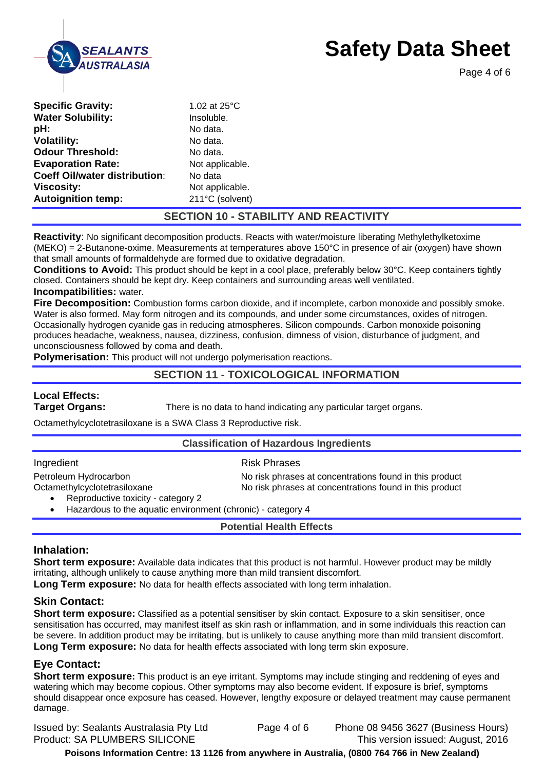| Property | Value |
|---|---|
| **Specific Gravity:** | 1.02 at 25°C |
| **Water Solubility:** | Insoluble. |
| **pH:** | No data. |
| **Volatility:** | No data. |
| **Odour Threshold:** | No data. |
| **Evaporation Rate:** | Not applicable. |
| **Coeff Oil/water distribution:** | No data |
| **Viscosity:** | Not applicable. |
| **Autoignition temp:** | 211°C (solvent) |

## SECTION 10 - STABILITY AND REACTIVITY

**Reactivity**: No significant decomposition products. Reacts with water/moisture liberating Methylethylketoxime (MEKO) = 2-Butanone-oxime. Measurements at temperatures above 150°C in presence of air (oxygen) have shown that small amounts of formaldehyde are formed due to oxidative degradation.

**Conditions to Avoid:** This product should be kept in a cool place, preferably below 30°C. Keep containers tightly closed. Containers should be kept dry. Keep containers and surrounding areas well ventilated.

**Incompatibilities:** water.

**Fire Decomposition:** Combustion forms carbon dioxide, and if incomplete, carbon monoxide and possibly smoke. Water is also formed. May form nitrogen and its compounds, and under some circumstances, oxides of nitrogen. Occasionally hydrogen cyanide gas in reducing atmospheres. Silicon compounds. Carbon monoxide poisoning produces headache, weakness, nausea, dizziness, confusion, dimness of vision, disturbance of judgment, and unconsciousness followed by coma and death.

**Polymerisation:** This product will not undergo polymerisation reactions.

## SECTION 11 - TOXICOLOGICAL INFORMATION

**Local Effects:**

**Target Organs:** There is no data to hand indicating any particular target organs.

Octamethylcyclotetrasiloxane is a SWA Class 3 Reproductive risk.

### Classification of Hazardous Ingredients

| Ingredient | Risk Phrases |
|---|---|
| Petroleum Hydrocarbon | No risk phrases at concentrations found in this product |
| Octamethylcyclotetrasiloxane | No risk phrases at concentrations found in this product |

- Reproductive toxicity - category 2
- Hazardous to the aquatic environment (chronic) - category 4

### Potential Health Effects

### Inhalation:

**Short term exposure:** Available data indicates that this product is not harmful. However product may be mildly irritating, although unlikely to cause anything more than mild transient discomfort.

**Long Term exposure:** No data for health effects associated with long term inhalation.

### Skin Contact:

**Short term exposure:** Classified as a potential sensitiser by skin contact. Exposure to a skin sensitiser, once sensitisation has occurred, may manifest itself as skin rash or inflammation, and in some individuals this reaction can be severe. In addition product may be irritating, but is unlikely to cause anything more than mild transient discomfort.

**Long Term exposure:** No data for health effects associated with long term skin exposure.

### Eye Contact:

**Short term exposure:** This product is an eye irritant. Symptoms may include stinging and reddening of eyes and watering which may become copious. Other symptoms may also become evident. If exposure is brief, symptoms should disappear once exposure has ceased. However, lengthy exposure or delayed treatment may cause permanent damage.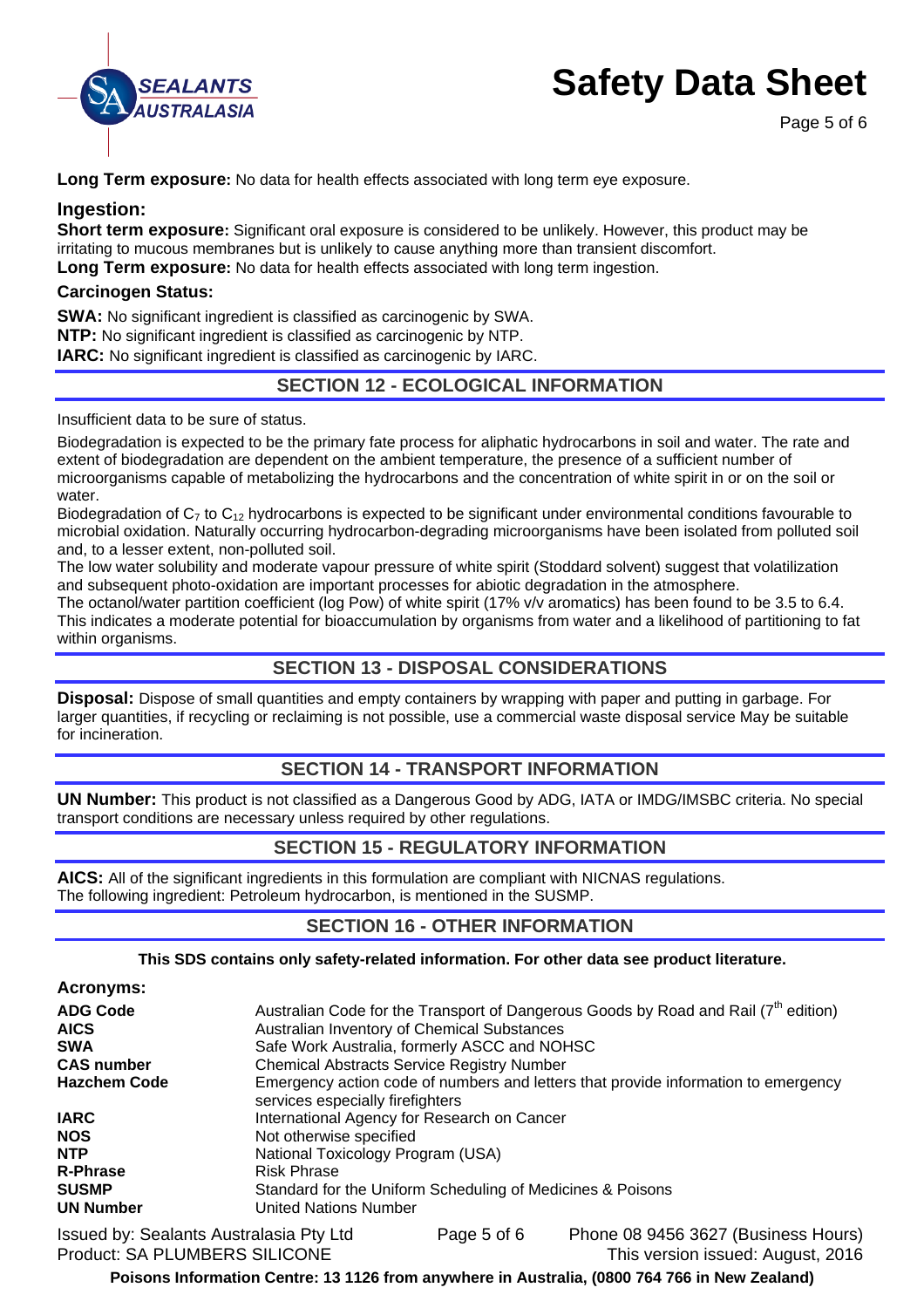**Long Term exposure:** No data for health effects associated with long term eye exposure.

### Ingestion:

**Short term exposure:** Significant oral exposure is considered to be unlikely. However, this product may be irritating to mucous membranes but is unlikely to cause anything more than transient discomfort.

**Long Term exposure:** No data for health effects associated with long term ingestion.

### Carcinogen Status:

**SWA:** No significant ingredient is classified as carcinogenic by SWA.

**NTP:** No significant ingredient is classified as carcinogenic by NTP.

**IARC:** No significant ingredient is classified as carcinogenic by IARC.

## SECTION 12 - ECOLOGICAL INFORMATION

Insufficient data to be sure of status.

Biodegradation is expected to be the primary fate process for aliphatic hydrocarbons in soil and water. The rate and extent of biodegradation are dependent on the ambient temperature, the presence of a sufficient number of microorganisms capable of metabolizing the hydrocarbons and the concentration of white spirit in or on the soil or water.

Biodegradation of $C_7$ to $C_{12}$ hydrocarbons is expected to be significant under environmental conditions favourable to microbial oxidation. Naturally occurring hydrocarbon-degrading microorganisms have been isolated from polluted soil and, to a lesser extent, non-polluted soil.

The low water solubility and moderate vapour pressure of white spirit (Stoddard solvent) suggest that volatilization and subsequent photo-oxidation are important processes for abiotic degradation in the atmosphere.

The octanol/water partition coefficient (log Pow) of white spirit (17% v/v aromatics) has been found to be 3.5 to 6.4. This indicates a moderate potential for bioaccumulation by organisms from water and a likelihood of partitioning to fat within organisms.

## SECTION 13 - DISPOSAL CONSIDERATIONS

**Disposal:** Dispose of small quantities and empty containers by wrapping with paper and putting in garbage. For larger quantities, if recycling or reclaiming is not possible, use a commercial waste disposal service May be suitable for incineration.

## SECTION 14 - TRANSPORT INFORMATION

**UN Number:** This product is not classified as a Dangerous Good by ADG, IATA or IMDG/IMSBC criteria. No special transport conditions are necessary unless required by other regulations.

## SECTION 15 - REGULATORY INFORMATION

**AICS:** All of the significant ingredients in this formulation are compliant with NICNAS regulations.
The following ingredient: Petroleum hydrocarbon, is mentioned in the SUSMP.

## SECTION 16 - OTHER INFORMATION

**This SDS contains only safety-related information. For other data see product literature.**

### Acronyms:

| | |
|---|---|
| **ADG Code** | Australian Code for the Transport of Dangerous Goods by Road and Rail (7th edition) |
| **AICS** | Australian Inventory of Chemical Substances |
| **SWA** | Safe Work Australia, formerly ASCC and NOHSC |
| **CAS number** | Chemical Abstracts Service Registry Number |
| **Hazchem Code** | Emergency action code of numbers and letters that provide information to emergency services especially firefighters |
| **IARC** | International Agency for Research on Cancer |
| **NOS** | Not otherwise specified |
| **NTP** | National Toxicology Program (USA) |
| **R-Phrase** | Risk Phrase |
| **SUSMP** | Standard for the Uniform Scheduling of Medicines & Poisons |
| **UN Number** | United Nations Number |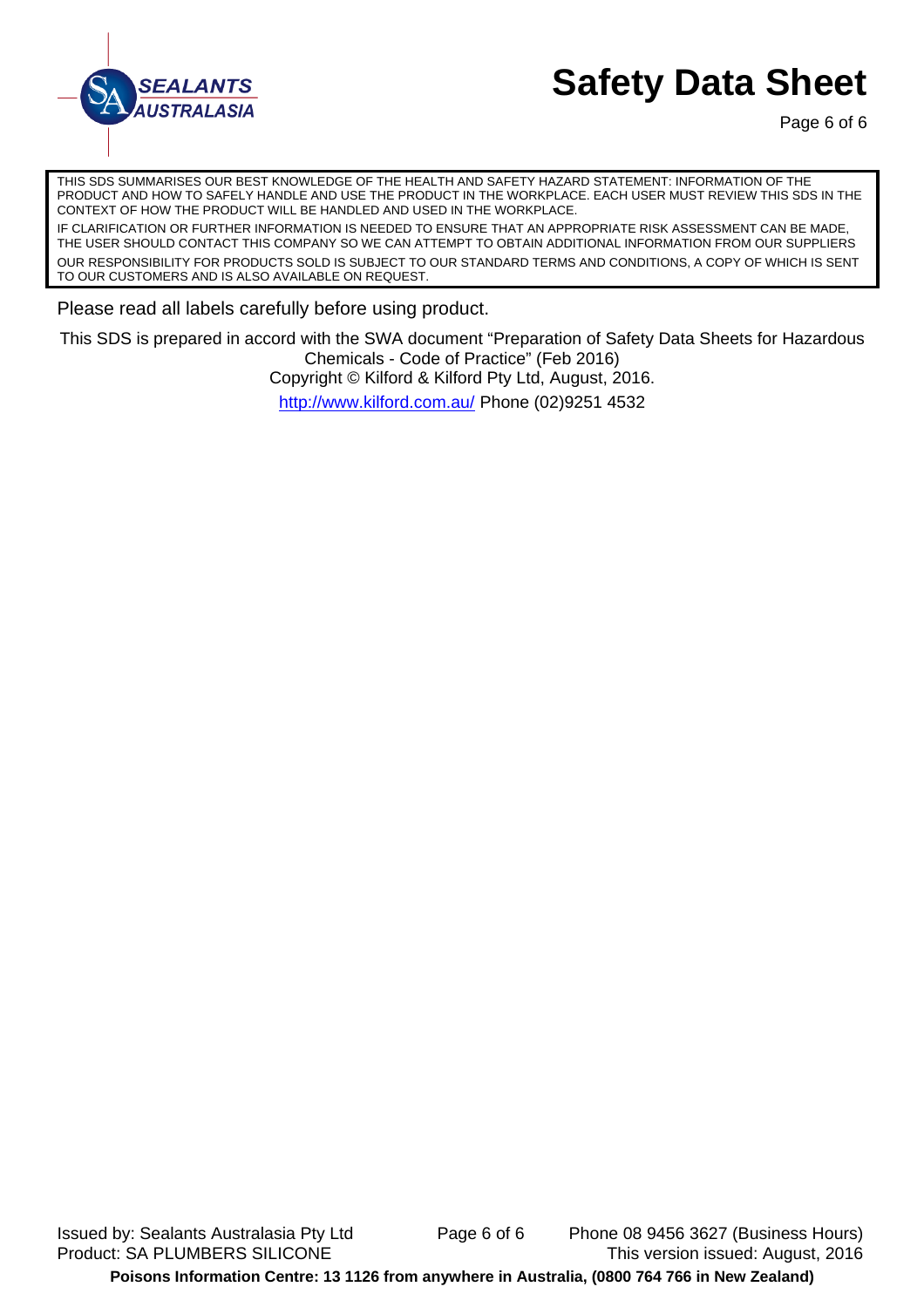THIS SDS SUMMARISES OUR BEST KNOWLEDGE OF THE HEALTH AND SAFETY HAZARD STATEMENT: INFORMATION OF THE PRODUCT AND HOW TO SAFELY HANDLE AND USE THE PRODUCT IN THE WORKPLACE. EACH USER MUST REVIEW THIS SDS IN THE CONTEXT OF HOW THE PRODUCT WILL BE HANDLED AND USED IN THE WORKPLACE.

IF CLARIFICATION OR FURTHER INFORMATION IS NEEDED TO ENSURE THAT AN APPROPRIATE RISK ASSESSMENT CAN BE MADE, THE USER SHOULD CONTACT THIS COMPANY SO WE CAN ATTEMPT TO OBTAIN ADDITIONAL INFORMATION FROM OUR SUPPLIERS

OUR RESPONSIBILITY FOR PRODUCTS SOLD IS SUBJECT TO OUR STANDARD TERMS AND CONDITIONS, A COPY OF WHICH IS SENT TO OUR CUSTOMERS AND IS ALSO AVAILABLE ON REQUEST.

Please read all labels carefully before using product.

This SDS is prepared in accord with the SWA document “Preparation of Safety Data Sheets for Hazardous Chemicals - Code of Practice” (Feb 2016)

Copyright © Kilford & Kilford Pty Ltd, August, 2016.

http://www.kilford.com.au/ Phone (02)9251 4532